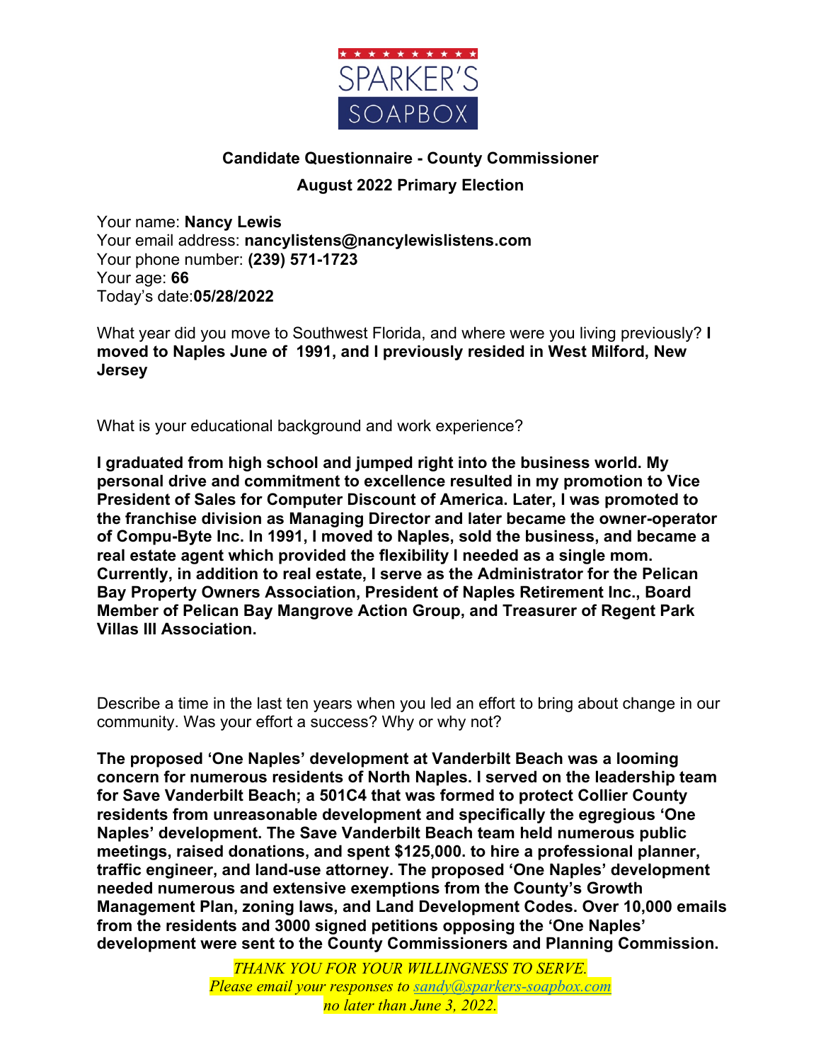SPARKER'S SOAPBOX

## Candidate Questionnaire - County Commissioner

### August 2022 Primary Election

Your name: **Nancy Lewis**
Your email address: **nancylistens@nancylewislistens.com**
Your phone number: **(239) 571-1723**
Your age: **66**
Today's date:**05/28/2022**

What year did you move to Southwest Florida, and where were you living previously? **I moved to Naples June of 1991, and I previously resided in West Milford, New Jersey**

What is your educational background and work experience?

**I graduated from high school and jumped right into the business world. My personal drive and commitment to excellence resulted in my promotion to Vice President of Sales for Computer Discount of America. Later, I was promoted to the franchise division as Managing Director and later became the owner-operator of Compu-Byte Inc. In 1991, I moved to Naples, sold the business, and became a real estate agent which provided the flexibility I needed as a single mom. Currently, in addition to real estate, I serve as the Administrator for the Pelican Bay Property Owners Association, President of Naples Retirement Inc., Board Member of Pelican Bay Mangrove Action Group, and Treasurer of Regent Park Villas III Association.**

Describe a time in the last ten years when you led an effort to bring about change in our community. Was your effort a success? Why or why not?

**The proposed 'One Naples' development at Vanderbilt Beach was a looming concern for numerous residents of North Naples. I served on the leadership team for Save Vanderbilt Beach; a 501C4 that was formed to protect Collier County residents from unreasonable development and specifically the egregious 'One Naples' development. The Save Vanderbilt Beach team held numerous public meetings, raised donations, and spent $125,000. to hire a professional planner, traffic engineer, and land-use attorney. The proposed 'One Naples' development needed numerous and extensive exemptions from the County's Growth Management Plan, zoning laws, and Land Development Codes. Over 10,000 emails from the residents and 3000 signed petitions opposing the 'One Naples' development were sent to the County Commissioners and Planning Commission.**

*THANK YOU FOR YOUR WILLINGNESS TO SERVE.*
*Please email your responses to sandy@sparkers-soapbox.com*
*no later than June 3, 2022.*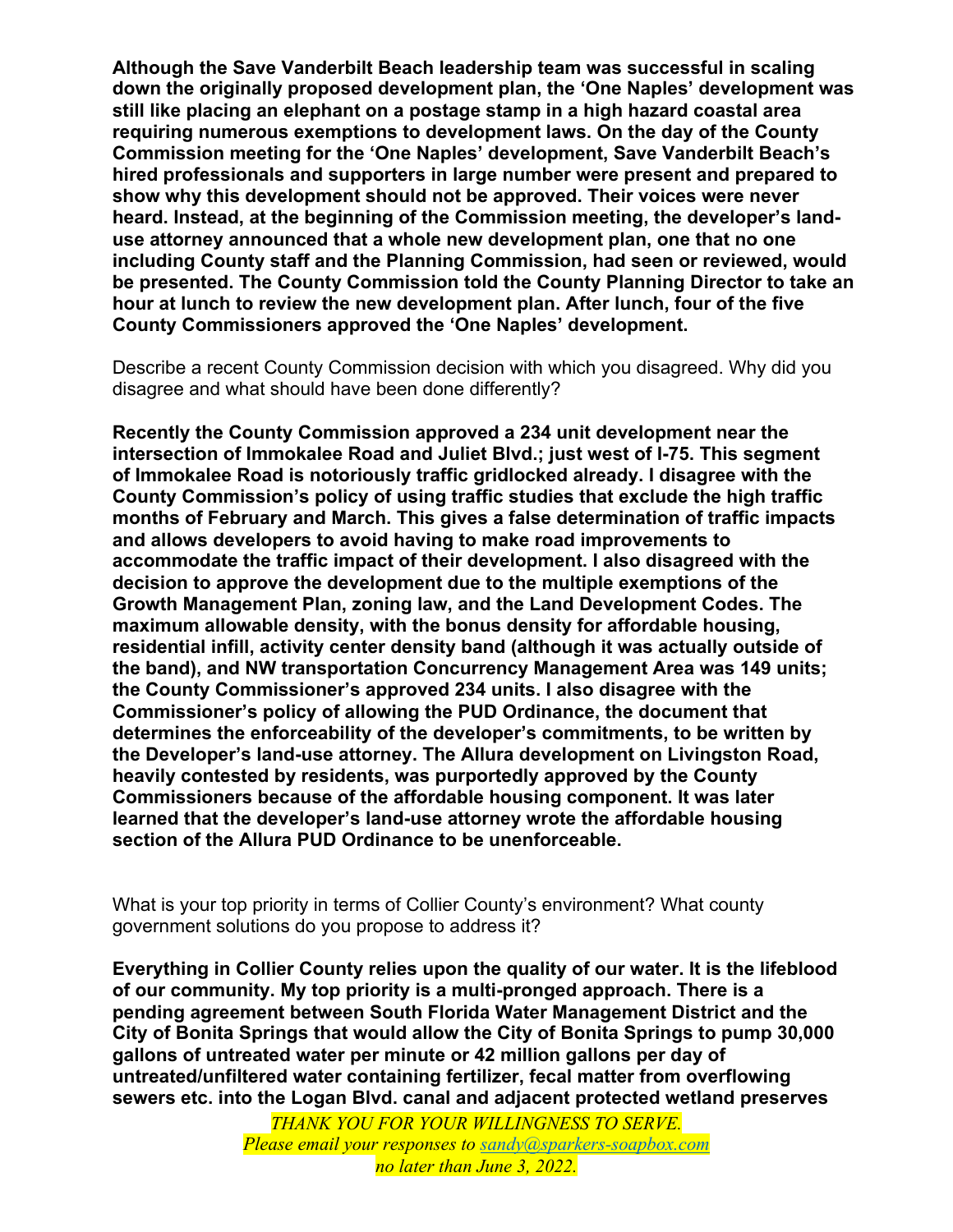**Although the Save Vanderbilt Beach leadership team was successful in scaling down the originally proposed development plan, the 'One Naples' development was still like placing an elephant on a postage stamp in a high hazard coastal area requiring numerous exemptions to development laws. On the day of the County Commission meeting for the 'One Naples' development, Save Vanderbilt Beach's hired professionals and supporters in large number were present and prepared to show why this development should not be approved. Their voices were never heard. Instead, at the beginning of the Commission meeting, the developer's land-use attorney announced that a whole new development plan, one that no one including County staff and the Planning Commission, had seen or reviewed, would be presented. The County Commission told the County Planning Director to take an hour at lunch to review the new development plan. After lunch, four of the five County Commissioners approved the 'One Naples' development.**

Describe a recent County Commission decision with which you disagreed. Why did you disagree and what should have been done differently?

**Recently the County Commission approved a 234 unit development near the intersection of Immokalee Road and Juliet Blvd.; just west of I-75. This segment of Immokalee Road is notoriously traffic gridlocked already. I disagree with the County Commission's policy of using traffic studies that exclude the high traffic months of February and March. This gives a false determination of traffic impacts and allows developers to avoid having to make road improvements to accommodate the traffic impact of their development. I also disagreed with the decision to approve the development due to the multiple exemptions of the Growth Management Plan, zoning law, and the Land Development Codes. The maximum allowable density, with the bonus density for affordable housing, residential infill, activity center density band (although it was actually outside of the band), and NW transportation Concurrency Management Area was 149 units; the County Commissioner's approved 234 units. I also disagree with the Commissioner's policy of allowing the PUD Ordinance, the document that determines the enforceability of the developer's commitments, to be written by the Developer's land-use attorney. The Allura development on Livingston Road, heavily contested by residents, was purportedly approved by the County Commissioners because of the affordable housing component. It was later learned that the developer's land-use attorney wrote the affordable housing section of the Allura PUD Ordinance to be unenforceable.**

What is your top priority in terms of Collier County's environment? What county government solutions do you propose to address it?

**Everything in Collier County relies upon the quality of our water. It is the lifeblood of our community. My top priority is a multi-pronged approach. There is a pending agreement between South Florida Water Management District and the City of Bonita Springs that would allow the City of Bonita Springs to pump 30,000 gallons of untreated water per minute or 42 million gallons per day of untreated/unfiltered water containing fertilizer, fecal matter from overflowing sewers etc. into the Logan Blvd. canal and adjacent protected wetland preserves**

*THANK YOU FOR YOUR WILLINGNESS TO SERVE.*
*Please email your responses to sandy@sparkers-soapbox.com*
*no later than June 3, 2022.*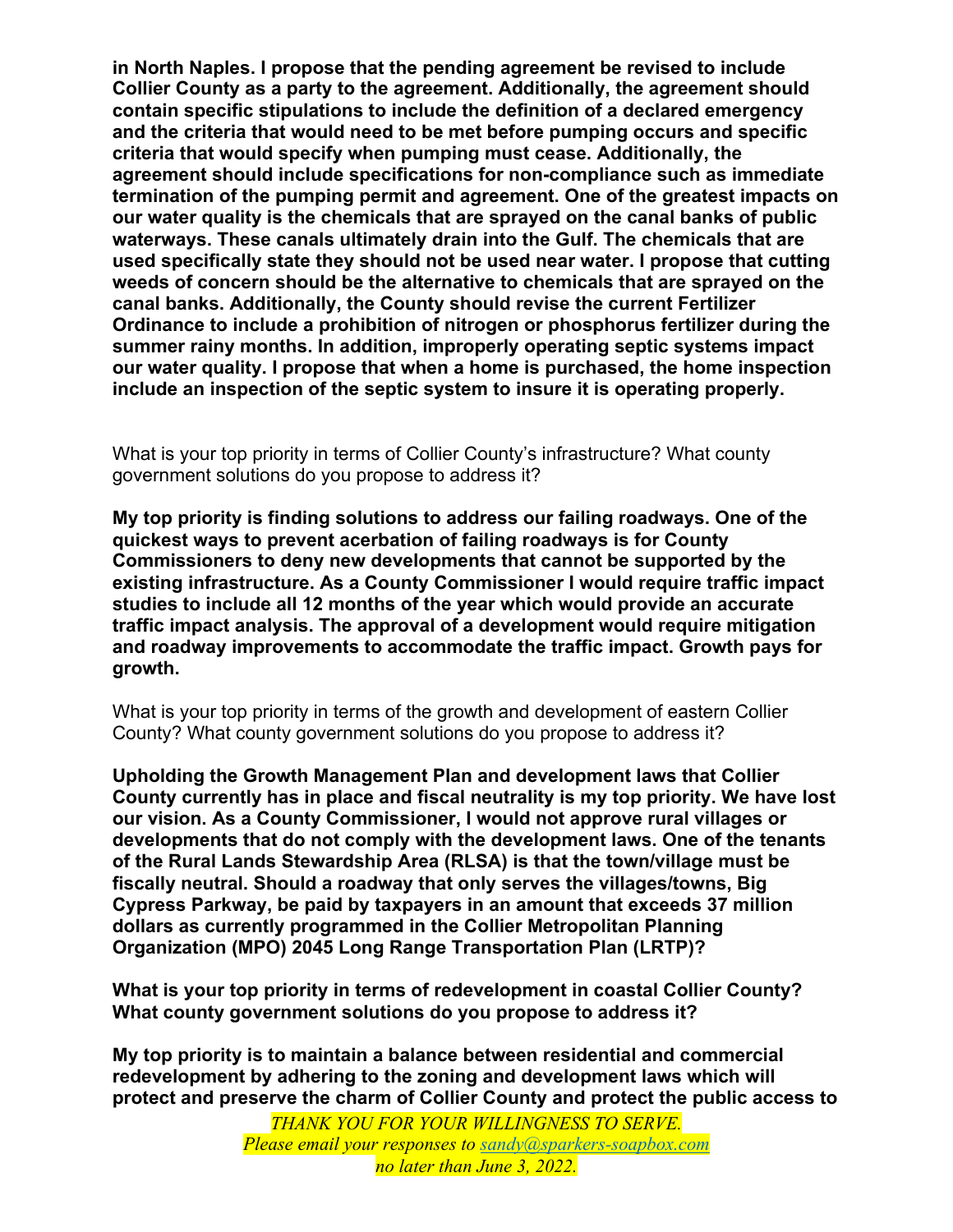**in North Naples. I propose that the pending agreement be revised to include Collier County as a party to the agreement. Additionally, the agreement should contain specific stipulations to include the definition of a declared emergency and the criteria that would need to be met before pumping occurs and specific criteria that would specify when pumping must cease. Additionally, the agreement should include specifications for non-compliance such as immediate termination of the pumping permit and agreement. One of the greatest impacts on our water quality is the chemicals that are sprayed on the canal banks of public waterways. These canals ultimately drain into the Gulf. The chemicals that are used specifically state they should not be used near water. I propose that cutting weeds of concern should be the alternative to chemicals that are sprayed on the canal banks. Additionally, the County should revise the current Fertilizer Ordinance to include a prohibition of nitrogen or phosphorus fertilizer during the summer rainy months. In addition, improperly operating septic systems impact our water quality. I propose that when a home is purchased, the home inspection include an inspection of the septic system to insure it is operating properly.**

What is your top priority in terms of Collier County's infrastructure? What county government solutions do you propose to address it?

**My top priority is finding solutions to address our failing roadways. One of the quickest ways to prevent acerbation of failing roadways is for County Commissioners to deny new developments that cannot be supported by the existing infrastructure. As a County Commissioner I would require traffic impact studies to include all 12 months of the year which would provide an accurate traffic impact analysis. The approval of a development would require mitigation and roadway improvements to accommodate the traffic impact. Growth pays for growth.**

What is your top priority in terms of the growth and development of eastern Collier County? What county government solutions do you propose to address it?

**Upholding the Growth Management Plan and development laws that Collier County currently has in place and fiscal neutrality is my top priority. We have lost our vision. As a County Commissioner, I would not approve rural villages or developments that do not comply with the development laws. One of the tenants of the Rural Lands Stewardship Area (RLSA) is that the town/village must be fiscally neutral. Should a roadway that only serves the villages/towns, Big Cypress Parkway, be paid by taxpayers in an amount that exceeds 37 million dollars as currently programmed in the Collier Metropolitan Planning Organization (MPO) 2045 Long Range Transportation Plan (LRTP)?**

**What is your top priority in terms of redevelopment in coastal Collier County? What county government solutions do you propose to address it?**

**My top priority is to maintain a balance between residential and commercial redevelopment by adhering to the zoning and development laws which will protect and preserve the charm of Collier County and protect the public access to**

*THANK YOU FOR YOUR WILLINGNESS TO SERVE.*
*Please email your responses to sandy@sparkers-soapbox.com*
*no later than June 3, 2022.*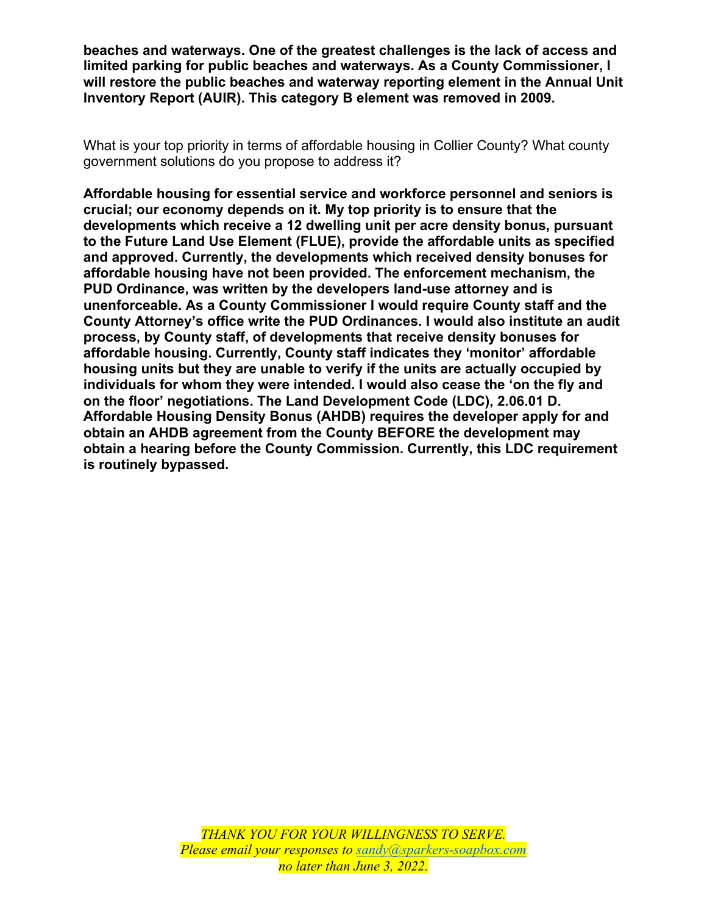**beaches and waterways. One of the greatest challenges is the lack of access and limited parking for public beaches and waterways. As a County Commissioner, I will restore the public beaches and waterway reporting element in the Annual Unit Inventory Report (AUIR). This category B element was removed in 2009.**

What is your top priority in terms of affordable housing in Collier County? What county government solutions do you propose to address it?

**Affordable housing for essential service and workforce personnel and seniors is crucial; our economy depends on it. My top priority is to ensure that the developments which receive a 12 dwelling unit per acre density bonus, pursuant to the Future Land Use Element (FLUE), provide the affordable units as specified and approved. Currently, the developments which received density bonuses for affordable housing have not been provided. The enforcement mechanism, the PUD Ordinance, was written by the developers land-use attorney and is unenforceable. As a County Commissioner I would require County staff and the County Attorney's office write the PUD Ordinances. I would also institute an audit process, by County staff, of developments that receive density bonuses for affordable housing. Currently, County staff indicates they 'monitor' affordable housing units but they are unable to verify if the units are actually occupied by individuals for whom they were intended. I would also cease the 'on the fly and on the floor' negotiations. The Land Development Code (LDC), 2.06.01 D. Affordable Housing Density Bonus (AHDB) requires the developer apply for and obtain an AHDB agreement from the County BEFORE the development may obtain a hearing before the County Commission. Currently, this LDC requirement is routinely bypassed.**

*THANK YOU FOR YOUR WILLINGNESS TO SERVE.*
*Please email your responses to sandy@sparkers-soapbox.com*
*no later than June 3, 2022.*